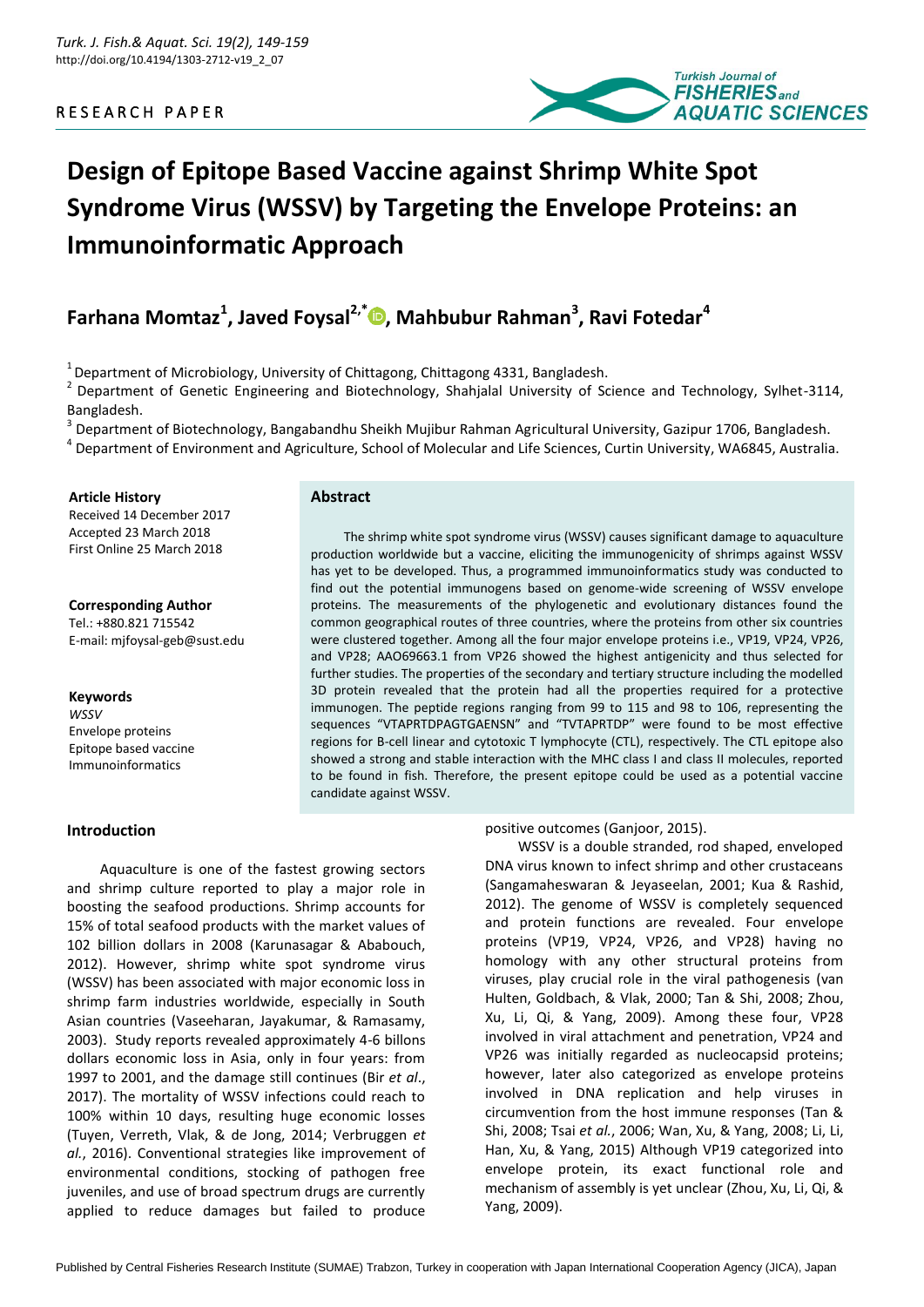RESEARCH PAPER

# Design of Epitope Based Vaccine against Shrimp White Spot Syndrome Virus (WSSV) by Targeting the Envelope Proteins: an Immunoinformatic Approach

**Farhana Momtaz[1], Javed Foysal[2,*], Mahbubur Rahman[3], Ravi Fotedar[4]**

[1] Department of Microbiology, University of Chittagong, Chittagong 4331, Bangladesh.
[2] Department of Genetic Engineering and Biotechnology, Shahjalal University of Science and Technology, Sylhet-3114, Bangladesh.
[3] Department of Biotechnology, Bangabandhu Sheikh Mujibur Rahman Agricultural University, Gazipur 1706, Bangladesh.
[4] Department of Environment and Agriculture, School of Molecular and Life Sciences, Curtin University, WA6845, Australia.

**Article History**
Received 14 December 2017
Accepted 23 March 2018
First Online 25 March 2018

**Corresponding Author**
Tel.: +880.821 715542
E-mail: mjfoysal-geb@sust.edu

**Keywords**
*WSSV*
Envelope proteins
Epitope based vaccine
Immunoinformatics

## Abstract

The shrimp white spot syndrome virus (WSSV) causes significant damage to aquaculture production worldwide but a vaccine, eliciting the immunogenicity of shrimps against WSSV has yet to be developed. Thus, a programmed immunoinformatics study was conducted to find out the potential immunogens based on genome-wide screening of WSSV envelope proteins. The measurements of the phylogenetic and evolutionary distances found the common geographical routes of three countries, where the proteins from other six countries were clustered together. Among all the four major envelope proteins i.e., VP19, VP24, VP26, and VP28; AAO69663.1 from VP26 showed the highest antigenicity and thus selected for further studies. The properties of the secondary and tertiary structure including the modelled 3D protein revealed that the protein had all the properties required for a protective immunogen. The peptide regions ranging from 99 to 115 and 98 to 106, representing the sequences "VTAPRTDPAGTGAENSN" and "TVTAPRTDP" were found to be most effective regions for B-cell linear and cytotoxic T lymphocyte (CTL), respectively. The CTL epitope also showed a strong and stable interaction with the MHC class I and class II molecules, reported to be found in fish. Therefore, the present epitope could be used as a potential vaccine candidate against WSSV.

## Introduction

Aquaculture is one of the fastest growing sectors and shrimp culture reported to play a major role in boosting the seafood productions. Shrimp accounts for 15% of total seafood products with the market values of 102 billion dollars in 2008 (Karunasagar & Ababouch, 2012). However, shrimp white spot syndrome virus (WSSV) has been associated with major economic loss in shrimp farm industries worldwide, especially in South Asian countries (Vaseeharan, Jayakumar, & Ramasamy, 2003). Study reports revealed approximately 4-6 billons dollars economic loss in Asia, only in four years: from 1997 to 2001, and the damage still continues (Bir *et al*., 2017). The mortality of WSSV infections could reach to 100% within 10 days, resulting huge economic losses (Tuyen, Verreth, Vlak, & de Jong, 2014; Verbruggen *et al.*, 2016). Conventional strategies like improvement of environmental conditions, stocking of pathogen free juveniles, and use of broad spectrum drugs are currently applied to reduce damages but failed to produce positive outcomes (Ganjoor, 2015).

WSSV is a double stranded, rod shaped, enveloped DNA virus known to infect shrimp and other crustaceans (Sangamaheswaran & Jeyaseelan, 2001; Kua & Rashid, 2012). The genome of WSSV is completely sequenced and protein functions are revealed. Four envelope proteins (VP19, VP24, VP26, and VP28) having no homology with any other structural proteins from viruses, play crucial role in the viral pathogenesis (van Hulten, Goldbach, & Vlak, 2000; Tan & Shi, 2008; Zhou, Xu, Li, Qi, & Yang, 2009). Among these four, VP28 involved in viral attachment and penetration, VP24 and VP26 was initially regarded as nucleocapsid proteins; however, later also categorized as envelope proteins involved in DNA replication and help viruses in circumvention from the host immune responses (Tan & Shi, 2008; Tsai *et al.*, 2006; Wan, Xu, & Yang, 2008; Li, Li, Han, Xu, & Yang, 2015) Although VP19 categorized into envelope protein, its exact functional role and mechanism of assembly is yet unclear (Zhou, Xu, Li, Qi, & Yang, 2009).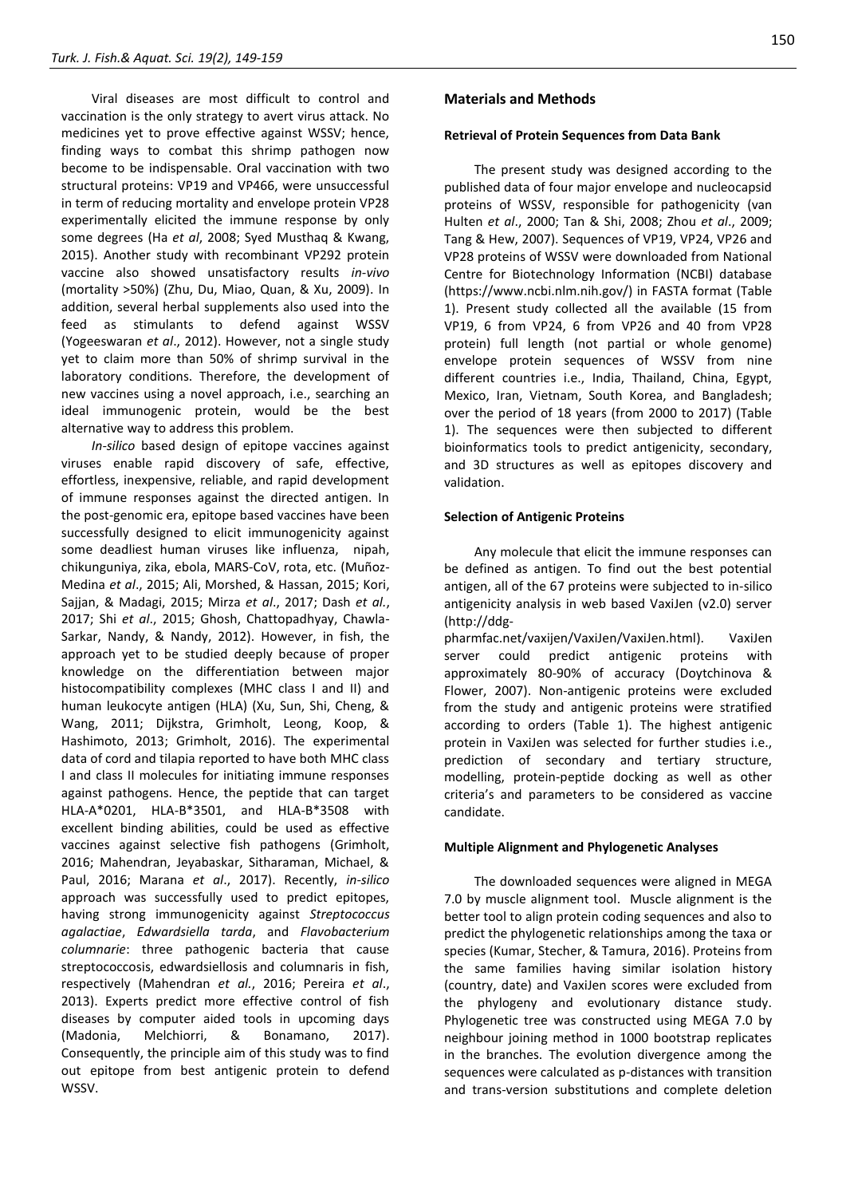Viral diseases are most difficult to control and vaccination is the only strategy to avert virus attack. No medicines yet to prove effective against WSSV; hence, finding ways to combat this shrimp pathogen now become to be indispensable. Oral vaccination with two structural proteins: VP19 and VP466, were unsuccessful in term of reducing mortality and envelope protein VP28 experimentally elicited the immune response by only some degrees (Ha *et al*, 2008; Syed Musthaq & Kwang, 2015). Another study with recombinant VP292 protein vaccine also showed unsatisfactory results *in-vivo* (mortality >50%) (Zhu, Du, Miao, Quan, & Xu, 2009). In addition, several herbal supplements also used into the feed as stimulants to defend against WSSV (Yogeeswaran *et al*., 2012). However, not a single study yet to claim more than 50% of shrimp survival in the laboratory conditions. Therefore, the development of new vaccines using a novel approach, i.e., searching an ideal immunogenic protein, would be the best alternative way to address this problem.

*In-silico* based design of epitope vaccines against viruses enable rapid discovery of safe, effective, effortless, inexpensive, reliable, and rapid development of immune responses against the directed antigen. In the post-genomic era, epitope based vaccines have been successfully designed to elicit immunogenicity against some deadliest human viruses like influenza, nipah, chikunguniya, zika, ebola, MARS-CoV, rota, etc. (Muñoz-Medina *et al*., 2015; Ali, Morshed, & Hassan, 2015; Kori, Sajjan, & Madagi, 2015; Mirza *et al*., 2017; Dash *et al.*, 2017; Shi *et al*., 2015; Ghosh, Chattopadhyay, Chawla-Sarkar, Nandy, & Nandy, 2012). However, in fish, the approach yet to be studied deeply because of proper knowledge on the differentiation between major histocompatibility complexes (MHC class I and II) and human leukocyte antigen (HLA) (Xu, Sun, Shi, Cheng, & Wang, 2011; Dijkstra, Grimholt, Leong, Koop, & Hashimoto, 2013; Grimholt, 2016). The experimental data of cord and tilapia reported to have both MHC class I and class II molecules for initiating immune responses against pathogens. Hence, the peptide that can target HLA-A*0201, HLA-B*3501, and HLA-B*3508 with excellent binding abilities, could be used as effective vaccines against selective fish pathogens (Grimholt, 2016; Mahendran, Jeyabaskar, Sitharaman, Michael, & Paul, 2016; Marana *et al*., 2017). Recently, *in-silico* approach was successfully used to predict epitopes, having strong immunogenicity against *Streptococcus agalactiae*, *Edwardsiella tarda*, and *Flavobacterium columnarie*: three pathogenic bacteria that cause streptococcosis, edwardsiellosis and columnaris in fish, respectively (Mahendran *et al.*, 2016; Pereira *et al*., 2013). Experts predict more effective control of fish diseases by computer aided tools in upcoming days (Madonia, Melchiorri, & Bonamano, 2017). Consequently, the principle aim of this study was to find out epitope from best antigenic protein to defend WSSV.

## Materials and Methods

### Retrieval of Protein Sequences from Data Bank

The present study was designed according to the published data of four major envelope and nucleocapsid proteins of WSSV, responsible for pathogenicity (van Hulten *et al*., 2000; Tan & Shi, 2008; Zhou *et al*., 2009; Tang & Hew, 2007). Sequences of VP19, VP24, VP26 and VP28 proteins of WSSV were downloaded from National Centre for Biotechnology Information (NCBI) database (https://www.ncbi.nlm.nih.gov/) in FASTA format (Table 1). Present study collected all the available (15 from VP19, 6 from VP24, 6 from VP26 and 40 from VP28 protein) full length (not partial or whole genome) envelope protein sequences of WSSV from nine different countries i.e., India, Thailand, China, Egypt, Mexico, Iran, Vietnam, South Korea, and Bangladesh; over the period of 18 years (from 2000 to 2017) (Table 1). The sequences were then subjected to different bioinformatics tools to predict antigenicity, secondary, and 3D structures as well as epitopes discovery and validation.

### Selection of Antigenic Proteins

Any molecule that elicit the immune responses can be defined as antigen. To find out the best potential antigen, all of the 67 proteins were subjected to in-silico antigenicity analysis in web based VaxiJen (v2.0) server (http://ddg-pharmfac.net/vaxijen/VaxiJen/VaxiJen.html). VaxiJen server could predict antigenic proteins with approximately 80-90% of accuracy (Doytchinova & Flower, 2007). Non-antigenic proteins were excluded from the study and antigenic proteins were stratified according to orders (Table 1). The highest antigenic protein in VaxiJen was selected for further studies i.e., prediction of secondary and tertiary structure, modelling, protein-peptide docking as well as other criteria's and parameters to be considered as vaccine candidate.

### Multiple Alignment and Phylogenetic Analyses

The downloaded sequences were aligned in MEGA 7.0 by muscle alignment tool. Muscle alignment is the better tool to align protein coding sequences and also to predict the phylogenetic relationships among the taxa or species (Kumar, Stecher, & Tamura, 2016). Proteins from the same families having similar isolation history (country, date) and VaxiJen scores were excluded from the phylogeny and evolutionary distance study. Phylogenetic tree was constructed using MEGA 7.0 by neighbour joining method in 1000 bootstrap replicates in the branches. The evolution divergence among the sequences were calculated as p-distances with transition and trans-version substitutions and complete deletion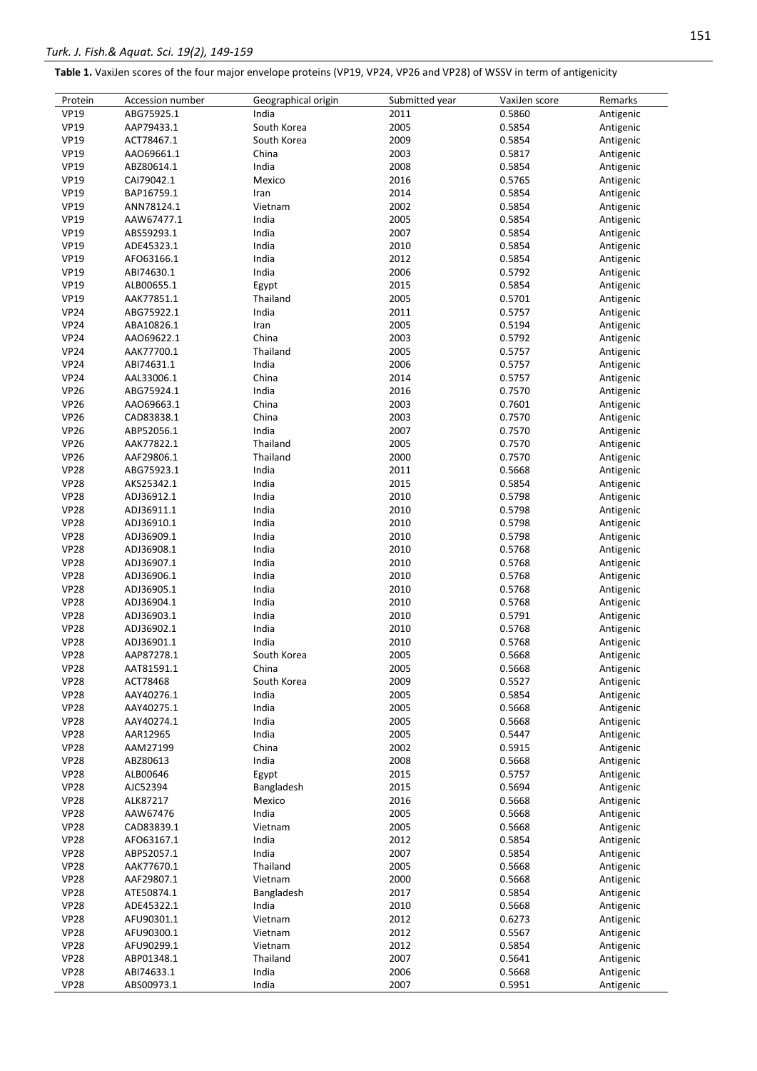**Table 1.** VaxiJen scores of the four major envelope proteins (VP19, VP24, VP26 and VP28) of WSSV in term of antigenicity

| Protein | Accession number | Geographical origin | Submitted year | VaxiJen score | Remarks |
|---|---|---|---|---|---|
| VP19 | ABG75925.1 | India | 2011 | 0.5860 | Antigenic |
| VP19 | AAP79433.1 | South Korea | 2005 | 0.5854 | Antigenic |
| VP19 | ACT78467.1 | South Korea | 2009 | 0.5854 | Antigenic |
| VP19 | AAO69661.1 | China | 2003 | 0.5817 | Antigenic |
| VP19 | ABZ80614.1 | India | 2008 | 0.5854 | Antigenic |
| VP19 | CAI79042.1 | Mexico | 2016 | 0.5765 | Antigenic |
| VP19 | BAP16759.1 | Iran | 2014 | 0.5854 | Antigenic |
| VP19 | ANN78124.1 | Vietnam | 2002 | 0.5854 | Antigenic |
| VP19 | AAW67477.1 | India | 2005 | 0.5854 | Antigenic |
| VP19 | ABS59293.1 | India | 2007 | 0.5854 | Antigenic |
| VP19 | ADE45323.1 | India | 2010 | 0.5854 | Antigenic |
| VP19 | AFO63166.1 | India | 2012 | 0.5854 | Antigenic |
| VP19 | ABI74630.1 | India | 2006 | 0.5792 | Antigenic |
| VP19 | ALB00655.1 | Egypt | 2015 | 0.5854 | Antigenic |
| VP19 | AAK77851.1 | Thailand | 2005 | 0.5701 | Antigenic |
| VP24 | ABG75922.1 | India | 2011 | 0.5757 | Antigenic |
| VP24 | ABA10826.1 | Iran | 2005 | 0.5194 | Antigenic |
| VP24 | AAO69622.1 | China | 2003 | 0.5792 | Antigenic |
| VP24 | AAK77700.1 | Thailand | 2005 | 0.5757 | Antigenic |
| VP24 | ABI74631.1 | India | 2006 | 0.5757 | Antigenic |
| VP24 | AAL33006.1 | China | 2014 | 0.5757 | Antigenic |
| VP26 | ABG75924.1 | India | 2016 | 0.7570 | Antigenic |
| VP26 | AAO69663.1 | China | 2003 | 0.7601 | Antigenic |
| VP26 | CAD83838.1 | China | 2003 | 0.7570 | Antigenic |
| VP26 | ABP52056.1 | India | 2007 | 0.7570 | Antigenic |
| VP26 | AAK77822.1 | Thailand | 2005 | 0.7570 | Antigenic |
| VP26 | AAF29806.1 | Thailand | 2000 | 0.7570 | Antigenic |
| VP28 | ABG75923.1 | India | 2011 | 0.5668 | Antigenic |
| VP28 | AKS25342.1 | India | 2015 | 0.5854 | Antigenic |
| VP28 | ADJ36912.1 | India | 2010 | 0.5798 | Antigenic |
| VP28 | ADJ36911.1 | India | 2010 | 0.5798 | Antigenic |
| VP28 | ADJ36910.1 | India | 2010 | 0.5798 | Antigenic |
| VP28 | ADJ36909.1 | India | 2010 | 0.5798 | Antigenic |
| VP28 | ADJ36908.1 | India | 2010 | 0.5768 | Antigenic |
| VP28 | ADJ36907.1 | India | 2010 | 0.5768 | Antigenic |
| VP28 | ADJ36906.1 | India | 2010 | 0.5768 | Antigenic |
| VP28 | ADJ36905.1 | India | 2010 | 0.5768 | Antigenic |
| VP28 | ADJ36904.1 | India | 2010 | 0.5768 | Antigenic |
| VP28 | ADJ36903.1 | India | 2010 | 0.5791 | Antigenic |
| VP28 | ADJ36902.1 | India | 2010 | 0.5768 | Antigenic |
| VP28 | ADJ36901.1 | India | 2010 | 0.5768 | Antigenic |
| VP28 | AAP87278.1 | South Korea | 2005 | 0.5668 | Antigenic |
| VP28 | AAT81591.1 | China | 2005 | 0.5668 | Antigenic |
| VP28 | ACT78468 | South Korea | 2009 | 0.5527 | Antigenic |
| VP28 | AAY40276.1 | India | 2005 | 0.5854 | Antigenic |
| VP28 | AAY40275.1 | India | 2005 | 0.5668 | Antigenic |
| VP28 | AAY40274.1 | India | 2005 | 0.5668 | Antigenic |
| VP28 | AAR12965 | India | 2005 | 0.5447 | Antigenic |
| VP28 | AAM27199 | China | 2002 | 0.5915 | Antigenic |
| VP28 | ABZ80613 | India | 2008 | 0.5668 | Antigenic |
| VP28 | ALB00646 | Egypt | 2015 | 0.5757 | Antigenic |
| VP28 | AJC52394 | Bangladesh | 2015 | 0.5694 | Antigenic |
| VP28 | ALK87217 | Mexico | 2016 | 0.5668 | Antigenic |
| VP28 | AAW67476 | India | 2005 | 0.5668 | Antigenic |
| VP28 | CAD83839.1 | Vietnam | 2005 | 0.5668 | Antigenic |
| VP28 | AFO63167.1 | India | 2012 | 0.5854 | Antigenic |
| VP28 | ABP52057.1 | India | 2007 | 0.5854 | Antigenic |
| VP28 | AAK77670.1 | Thailand | 2005 | 0.5668 | Antigenic |
| VP28 | AAF29807.1 | Vietnam | 2000 | 0.5668 | Antigenic |
| VP28 | ATE50874.1 | Bangladesh | 2017 | 0.5854 | Antigenic |
| VP28 | ADE45322.1 | India | 2010 | 0.5668 | Antigenic |
| VP28 | AFU90301.1 | Vietnam | 2012 | 0.6273 | Antigenic |
| VP28 | AFU90300.1 | Vietnam | 2012 | 0.5567 | Antigenic |
| VP28 | AFU90299.1 | Vietnam | 2012 | 0.5854 | Antigenic |
| VP28 | ABP01348.1 | Thailand | 2007 | 0.5641 | Antigenic |
| VP28 | ABI74633.1 | India | 2006 | 0.5668 | Antigenic |
| VP28 | ABS00973.1 | India | 2007 | 0.5951 | Antigenic |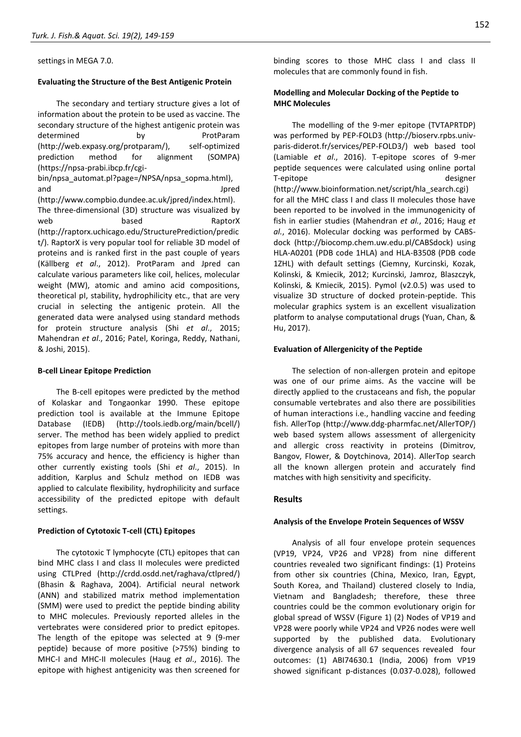settings in MEGA 7.0.

#### Evaluating the Structure of the Best Antigenic Protein

The secondary and tertiary structure gives a lot of information about the protein to be used as vaccine. The secondary structure of the highest antigenic protein was determined by ProtParam (http://web.expasy.org/protparam/), self-optimized prediction method for alignment (SOMPA) (https://npsa-prabi.ibcp.fr/cgi-bin/npsa_automat.pl?page=/NPSA/npsa_sopma.html), and Jpred (http://www.compbio.dundee.ac.uk/jpred/index.html). The three-dimensional (3D) structure was visualized by web based RaptorX (http://raptorx.uchicago.edu/StructurePrediction/predict/). RaptorX is very popular tool for reliable 3D model of proteins and is ranked first in the past couple of years (Källberg *et al*., 2012). ProtParam and Jpred can calculate various parameters like coil, helices, molecular weight (MW), atomic and amino acid compositions, theoretical pI, stability, hydrophilicity etc., that are very crucial in selecting the antigenic protein. All the generated data were analysed using standard methods for protein structure analysis (Shi *et al*., 2015; Mahendran *et al*., 2016; Patel, Koringa, Reddy, Nathani, & Joshi, 2015).

#### B-cell Linear Epitope Prediction

The B-cell epitopes were predicted by the method of Kolaskar and Tongaonkar 1990. These epitope prediction tool is available at the Immune Epitope Database (IEDB) (http://tools.iedb.org/main/bcell/) server. The method has been widely applied to predict epitopes from large number of proteins with more than 75% accuracy and hence, the efficiency is higher than other currently existing tools (Shi *et al*., 2015). In addition, Karplus and Schulz method on IEDB was applied to calculate flexibility, hydrophilicity and surface accessibility of the predicted epitope with default settings.

#### Prediction of Cytotoxic T-cell (CTL) Epitopes

The cytotoxic T lymphocyte (CTL) epitopes that can bind MHC class I and class II molecules were predicted using CTLPred (http://crdd.osdd.net/raghava/ctlpred/) (Bhasin & Raghava, 2004). Artificial neural network (ANN) and stabilized matrix method implementation (SMM) were used to predict the peptide binding ability to MHC molecules. Previously reported alleles in the vertebrates were considered prior to predict epitopes. The length of the epitope was selected at 9 (9-mer peptide) because of more positive (>75%) binding to MHC-I and MHC-II molecules (Haug *et al*., 2016). The epitope with highest antigenicity was then screened for binding scores to those MHC class I and class II molecules that are commonly found in fish.

#### Modelling and Molecular Docking of the Peptide to MHC Molecules

The modelling of the 9-mer epitope (TVTAPRTDP) was performed by PEP-FOLD3 (http://bioserv.rpbs.univ-paris-diderot.fr/services/PEP-FOLD3/) web based tool (Lamiable *et al*., 2016). T-epitope scores of 9-mer peptide sequences were calculated using online portal T-epitope designer (http://www.bioinformation.net/script/hla_search.cgi) for all the MHC class I and class II molecules those have been reported to be involved in the immunogenicity of fish in earlier studies (Mahendran *et al.*, 2016; Haug *et al.*, 2016). Molecular docking was performed by CABS-dock (http://biocomp.chem.uw.edu.pl/CABSdock) using HLA-A0201 (PDB code 1HLA) and HLA-B3508 (PDB code 1ZHL) with default settings (Ciemny, Kurcinski, Kozak, Kolinski, & Kmiecik, 2012; Kurcinski, Jamroz, Blaszczyk, Kolinski, & Kmiecik, 2015). Pymol (v2.0.5) was used to visualize 3D structure of docked protein-peptide. This molecular graphics system is an excellent visualization platform to analyse computational drugs (Yuan, Chan, & Hu, 2017).

#### Evaluation of Allergenicity of the Peptide

The selection of non-allergen protein and epitope was one of our prime aims. As the vaccine will be directly applied to the crustaceans and fish, the popular consumable vertebrates and also there are possibilities of human interactions i.e., handling vaccine and feeding fish. AllerTop (http://www.ddg-pharmfac.net/AllerTOP/) web based system allows assessment of allergenicity and allergic cross reactivity in proteins (Dimitrov, Bangov, Flower, & Doytchinova, 2014). AllerTop search all the known allergen protein and accurately find matches with high sensitivity and specificity.

## Results

#### Analysis of the Envelope Protein Sequences of WSSV

Analysis of all four envelope protein sequences (VP19, VP24, VP26 and VP28) from nine different countries revealed two significant findings: (1) Proteins from other six countries (China, Mexico, Iran, Egypt, South Korea, and Thailand) clustered closely to India, Vietnam and Bangladesh; therefore, these three countries could be the common evolutionary origin for global spread of WSSV (Figure 1) (2) Nodes of VP19 and VP28 were poorly while VP24 and VP26 nodes were well supported by the published data. Evolutionary divergence analysis of all 67 sequences revealed four outcomes: (1) ABI74630.1 (India, 2006) from VP19 showed significant p-distances (0.037-0.028), followed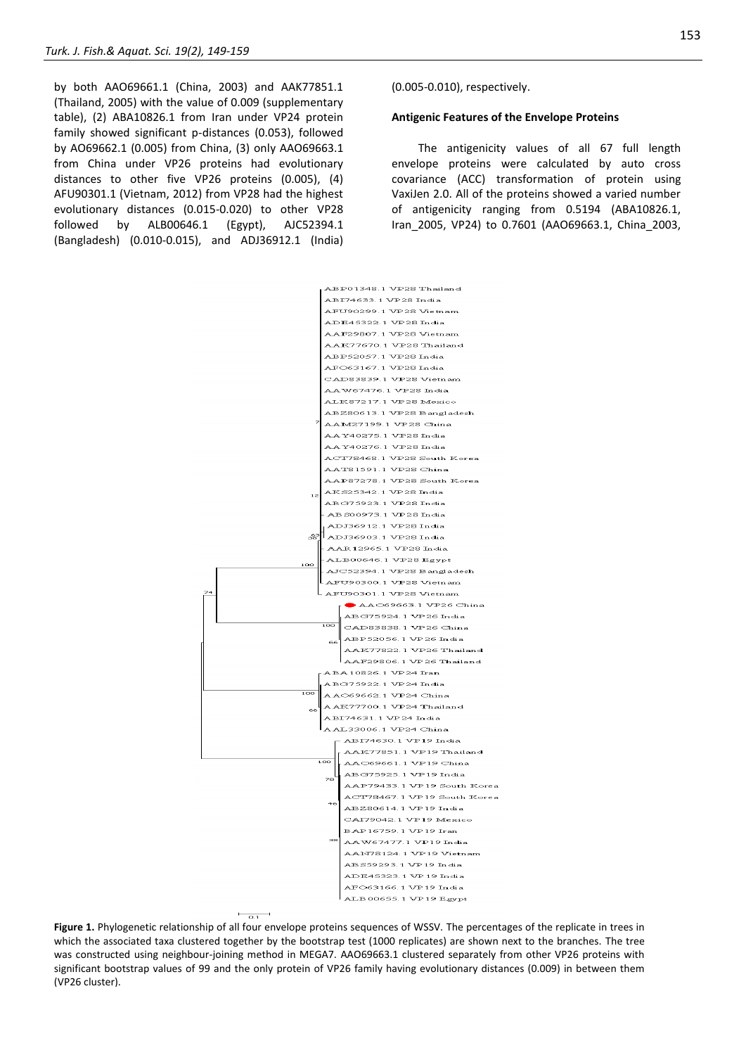by both AAO69661.1 (China, 2003) and AAK77851.1 (Thailand, 2005) with the value of 0.009 (supplementary table), (2) ABA10826.1 from Iran under VP24 protein family showed significant p-distances (0.053), followed by AO69662.1 (0.005) from China, (3) only AAO69663.1 from China under VP26 proteins had evolutionary distances to other five VP26 proteins (0.005), (4) AFU90301.1 (Vietnam, 2012) from VP28 had the highest evolutionary distances (0.015-0.020) to other VP28 followed by ALB00646.1 (Egypt), AJC52394.1 (Bangladesh) (0.010-0.015), and ADJ36912.1 (India) (0.005-0.010), respectively.

## Antigenic Features of the Envelope Proteins

The antigenicity values of all 67 full length envelope proteins were calculated by auto cross covariance (ACC) transformation of protein using VaxiJen 2.0. All of the proteins showed a varied number of antigenicity ranging from 0.5194 (ABA10826.1, Iran_2005, VP24) to 0.7601 (AAO69663.1, China_2003,

**Figure 1.** Phylogenetic relationship of all four envelope proteins sequences of WSSV. The percentages of the replicate in trees in which the associated taxa clustered together by the bootstrap test (1000 replicates) are shown next to the branches. The tree was constructed using neighbour-joining method in MEGA7. AAO69663.1 clustered separately from other VP26 proteins with significant bootstrap values of 99 and the only protein of VP26 family having evolutionary distances (0.009) in between them (VP26 cluster).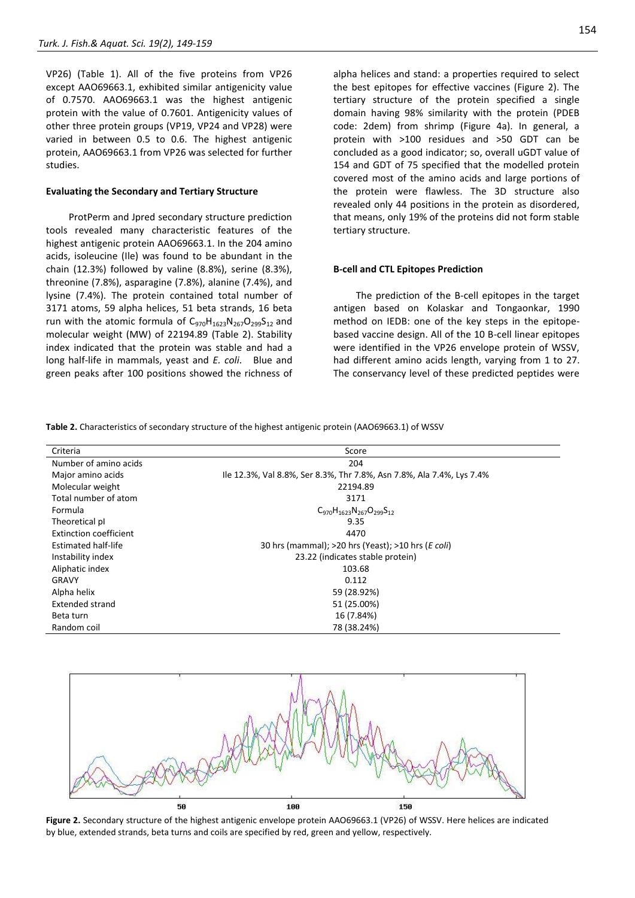VP26) (Table 1). All of the five proteins from VP26 except AAO69663.1, exhibited similar antigenicity value of 0.7570. AAO69663.1 was the highest antigenic protein with the value of 0.7601. Antigenicity values of other three protein groups (VP19, VP24 and VP28) were varied in between 0.5 to 0.6. The highest antigenic protein, AAO69663.1 from VP26 was selected for further studies.

**Evaluating the Secondary and Tertiary Structure**

ProtPerm and Jpred secondary structure prediction tools revealed many characteristic features of the highest antigenic protein AAO69663.1. In the 204 amino acids, isoleucine (Ile) was found to be abundant in the chain (12.3%) followed by valine (8.8%), serine (8.3%), threonine (7.8%), asparagine (7.8%), alanine (7.4%), and lysine (7.4%). The protein contained total number of 3171 atoms, 59 alpha helices, 51 beta strands, 16 beta run with the atomic formula of $C_{970}H_{1623}N_{267}O_{299}S_{12}$ and molecular weight (MW) of 22194.89 (Table 2). Stability index indicated that the protein was stable and had a long half-life in mammals, yeast and *E. coli*. Blue and green peaks after 100 positions showed the richness of alpha helices and stand: a properties required to select the best epitopes for effective vaccines (Figure 2). The tertiary structure of the protein specified a single domain having 98% similarity with the protein (PDEB code: 2dem) from shrimp (Figure 4a). In general, a protein with >100 residues and >50 GDT can be concluded as a good indicator; so, overall uGDT value of 154 and GDT of 75 specified that the modelled protein covered most of the amino acids and large portions of the protein were flawless. The 3D structure also revealed only 44 positions in the protein as disordered, that means, only 19% of the proteins did not form stable tertiary structure.

**B-cell and CTL Epitopes Prediction**

The prediction of the B-cell epitopes in the target antigen based on Kolaskar and Tongaonkar, 1990 method on IEDB: one of the key steps in the epitope-based vaccine design. All of the 10 B-cell linear epitopes were identified in the VP26 envelope protein of WSSV, had different amino acids length, varying from 1 to 27. The conservancy level of these predicted peptides were

**Table 2.** Characteristics of secondary structure of the highest antigenic protein (AAO69663.1) of WSSV

| Criteria | Score |
|---|---|
| Number of amino acids | 204 |
| Major amino acids | Ile 12.3%, Val 8.8%, Ser 8.3%, Thr 7.8%, Asn 7.8%, Ala 7.4%, Lys 7.4% |
| Molecular weight | 22194.89 |
| Total number of atom | 3171 |
| Formula | $C_{970}H_{1623}N_{267}O_{299}S_{12}$ |
| Theoretical pI | 9.35 |
| Extinction coefficient | 4470 |
| Estimated half-life | 30 hrs (mammal); >20 hrs (Yeast); >10 hrs (*E coli*) |
| Instability index | 23.22 (indicates stable protein) |
| Aliphatic index | 103.68 |
| GRAVY | 0.112 |
| Alpha helix | 59 (28.92%) |
| Extended strand | 51 (25.00%) |
| Beta turn | 16 (7.84%) |
| Random coil | 78 (38.24%) |

**Figure 2.** Secondary structure of the highest antigenic envelope protein AAO69663.1 (VP26) of WSSV. Here helices are indicated by blue, extended strands, beta turns and coils are specified by red, green and yellow, respectively.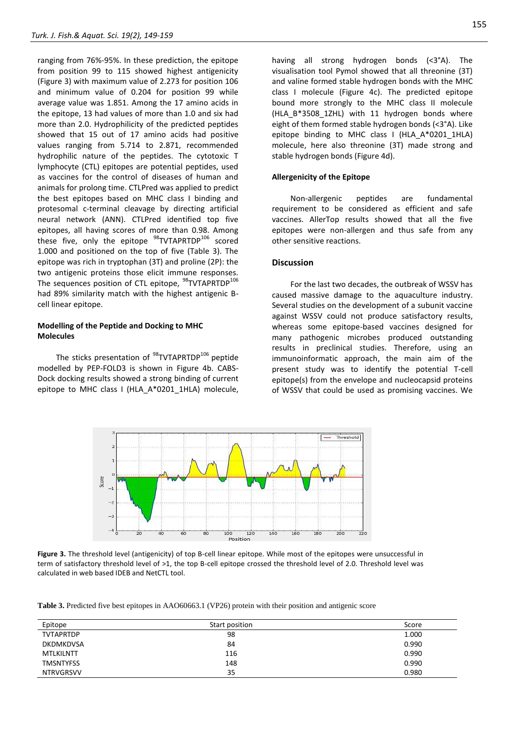ranging from 76%-95%. In these prediction, the epitope from position 99 to 115 showed highest antigenicity (Figure 3) with maximum value of 2.273 for position 106 and minimum value of 0.204 for position 99 while average value was 1.851. Among the 17 amino acids in the epitope, 13 had values of more than 1.0 and six had more than 2.0. Hydrophilicity of the predicted peptides showed that 15 out of 17 amino acids had positive values ranging from 5.714 to 2.871, recommended hydrophilic nature of the peptides. The cytotoxic T lymphocyte (CTL) epitopes are potential peptides, used as vaccines for the control of diseases of human and animals for prolong time. CTLPred was applied to predict the best epitopes based on MHC class I binding and protesomal c-terminal cleavage by directing artificial neural network (ANN). CTLPred identified top five epitopes, all having scores of more than 0.98. Among these five, only the epitope $^{98}$TVTAPRTDP$^{106}$ scored 1.000 and positioned on the top of five (Table 3). The epitope was rich in tryptophan (3T) and proline (2P): the two antigenic proteins those elicit immune responses. The sequences position of CTL epitope, $^{98}$TVTAPRTDP$^{106}$ had 89% similarity match with the highest antigenic B-cell linear epitope.

#### Modelling of the Peptide and Docking to MHC Molecules

The sticks presentation of $^{98}$TVTAPRTDP$^{106}$ peptide modelled by PEP-FOLD3 is shown in Figure 4b. CABS-Dock docking results showed a strong binding of current epitope to MHC class I (HLA_A*0201_1HLA) molecule, having all strong hydrogen bonds (<3°A). The visualisation tool Pymol showed that all threonine (3T) and valine formed stable hydrogen bonds with the MHC class I molecule (Figure 4c). The predicted epitope bound more strongly to the MHC class II molecule (HLA_B*3508_1ZHL) with 11 hydrogen bonds where eight of them formed stable hydrogen bonds (<3°A). Like epitope binding to MHC class I (HLA_A*0201_1HLA) molecule, here also threonine (3T) made strong and stable hydrogen bonds (Figure 4d).

#### Allergenicity of the Epitope

Non-allergenic peptides are fundamental requirement to be considered as efficient and safe vaccines. AllerTop results showed that all the five epitopes were non-allergen and thus safe from any other sensitive reactions.

### Discussion

For the last two decades, the outbreak of WSSV has caused massive damage to the aquaculture industry. Several studies on the development of a subunit vaccine against WSSV could not produce satisfactory results, whereas some epitope-based vaccines designed for many pathogenic microbes produced outstanding results in preclinical studies. Therefore, using an immunoinformatic approach, the main aim of the present study was to identify the potential T-cell epitope(s) from the envelope and nucleocapsid proteins of WSSV that could be used as promising vaccines. We

**Figure 3.** The threshold level (antigenicity) of top B-cell linear epitope. While most of the epitopes were unsuccessful in term of satisfactory threshold level of >1, the top B-cell epitope crossed the threshold level of 2.0. Threshold level was calculated in web based IDEB and NetCTL tool.

**Table 3.** Predicted five best epitopes in AAO60663.1 (VP26) protein with their position and antigenic score

| Epitope | Start position | Score |
|---|---|---|
| TVTAPRTDP | 98 | 1.000 |
| DKDMKDVSA | 84 | 0.990 |
| MTLKILNTT | 116 | 0.990 |
| TMSNTYFSS | 148 | 0.990 |
| NTRVGRSVV | 35 | 0.980 |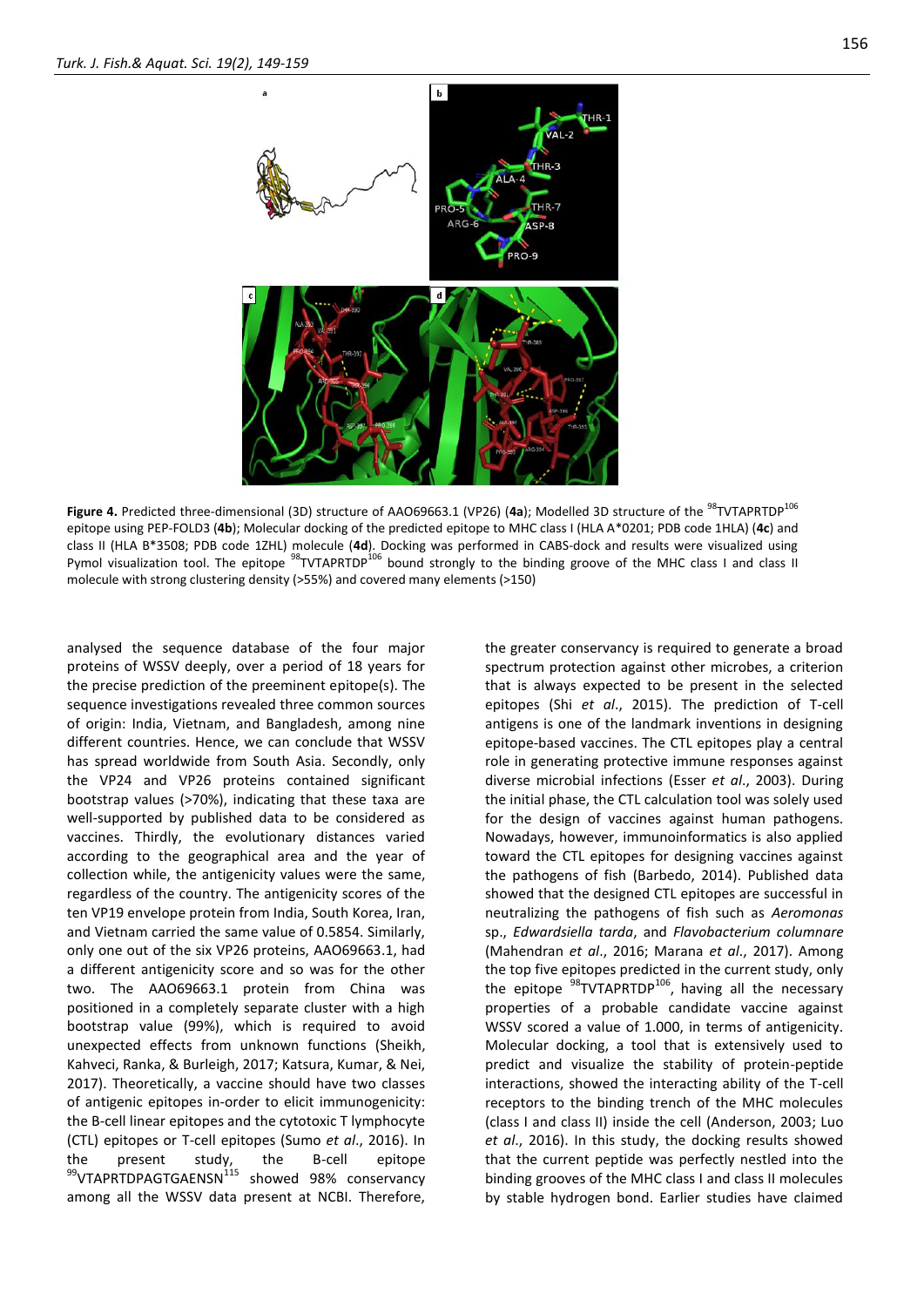**Figure 4.** Predicted three-dimensional (3D) structure of AAO69663.1 (VP26) (**4a**); Modelled 3D structure of the $^{98}$TVTAPRTDP$^{106}$ epitope using PEP-FOLD3 (**4b**); Molecular docking of the predicted epitope to MHC class I (HLA A*0201; PDB code 1HLA) (**4c**) and class II (HLA B*3508; PDB code 1ZHL) molecule (**4d**). Docking was performed in CABS-dock and results were visualized using Pymol visualization tool. The epitope $^{98}$TVTAPRTDP$^{106}$ bound strongly to the binding groove of the MHC class I and class II molecule with strong clustering density (>55%) and covered many elements (>150)

analysed the sequence database of the four major proteins of WSSV deeply, over a period of 18 years for the precise prediction of the preeminent epitope(s). The sequence investigations revealed three common sources of origin: India, Vietnam, and Bangladesh, among nine different countries. Hence, we can conclude that WSSV has spread worldwide from South Asia. Secondly, only the VP24 and VP26 proteins contained significant bootstrap values (>70%), indicating that these taxa are well-supported by published data to be considered as vaccines. Thirdly, the evolutionary distances varied according to the geographical area and the year of collection while, the antigenicity values were the same, regardless of the country. The antigenicity scores of the ten VP19 envelope protein from India, South Korea, Iran, and Vietnam carried the same value of 0.5854. Similarly, only one out of the six VP26 proteins, AAO69663.1, had a different antigenicity score and so was for the other two. The AAO69663.1 protein from China was positioned in a completely separate cluster with a high bootstrap value (99%), which is required to avoid unexpected effects from unknown functions (Sheikh, Kahveci, Ranka, & Burleigh, 2017; Katsura, Kumar, & Nei, 2017). Theoretically, a vaccine should have two classes of antigenic epitopes in-order to elicit immunogenicity: the B-cell linear epitopes and the cytotoxic T lymphocyte (CTL) epitopes or T-cell epitopes (Sumo *et al*., 2016). In the present study, the B-cell epitope $^{99}$VTAPRTDPAGTGAENSN$^{115}$ showed 98% conservancy among all the WSSV data present at NCBI. Therefore, the greater conservancy is required to generate a broad spectrum protection against other microbes, a criterion that is always expected to be present in the selected epitopes (Shi *et al*., 2015). The prediction of T-cell antigens is one of the landmark inventions in designing epitope-based vaccines. The CTL epitopes play a central role in generating protective immune responses against diverse microbial infections (Esser *et al*., 2003). During the initial phase, the CTL calculation tool was solely used for the design of vaccines against human pathogens. Nowadays, however, immunoinformatics is also applied toward the CTL epitopes for designing vaccines against the pathogens of fish (Barbedo, 2014). Published data showed that the designed CTL epitopes are successful in neutralizing the pathogens of fish such as *Aeromonas* sp., *Edwardsiella tarda*, and *Flavobacterium columnare* (Mahendran *et al*., 2016; Marana *et al*., 2017). Among the top five epitopes predicted in the current study, only the epitope $^{98}$TVTAPRTDP$^{106}$, having all the necessary properties of a probable candidate vaccine against WSSV scored a value of 1.000, in terms of antigenicity. Molecular docking, a tool that is extensively used to predict and visualize the stability of protein-peptide interactions, showed the interacting ability of the T-cell receptors to the binding trench of the MHC molecules (class I and class II) inside the cell (Anderson, 2003; Luo *et al*., 2016). In this study, the docking results showed that the current peptide was perfectly nestled into the binding grooves of the MHC class I and class II molecules by stable hydrogen bond. Earlier studies have claimed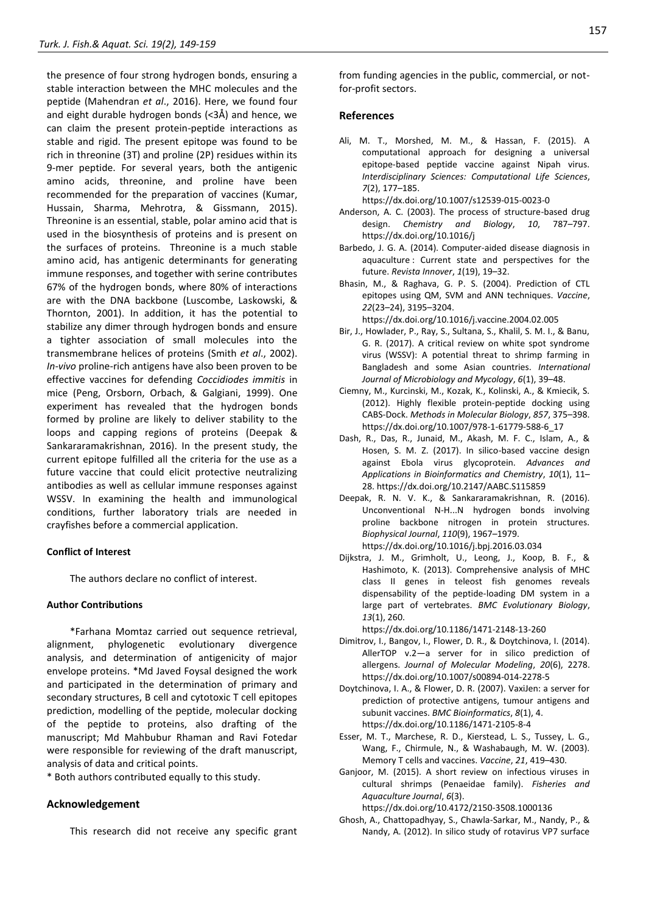the presence of four strong hydrogen bonds, ensuring a stable interaction between the MHC molecules and the peptide (Mahendran *et al*., 2016). Here, we found four and eight durable hydrogen bonds (<3Å) and hence, we can claim the present protein-peptide interactions as stable and rigid. The present epitope was found to be rich in threonine (3T) and proline (2P) residues within its 9-mer peptide. For several years, both the antigenic amino acids, threonine, and proline have been recommended for the preparation of vaccines (Kumar, Hussain, Sharma, Mehrotra, & Gissmann, 2015). Threonine is an essential, stable, polar amino acid that is used in the biosynthesis of proteins and is present on the surfaces of proteins. Threonine is a much stable amino acid, has antigenic determinants for generating immune responses, and together with serine contributes 67% of the hydrogen bonds, where 80% of interactions are with the DNA backbone (Luscombe, Laskowski, & Thornton, 2001). In addition, it has the potential to stabilize any dimer through hydrogen bonds and ensure a tighter association of small molecules into the transmembrane helices of proteins (Smith *et al*., 2002). *In-vivo* proline-rich antigens have also been proven to be effective vaccines for defending *Coccidiodes immitis* in mice (Peng, Orsborn, Orbach, & Galgiani, 1999). One experiment has revealed that the hydrogen bonds formed by proline are likely to deliver stability to the loops and capping regions of proteins (Deepak & Sankararamakrishnan, 2016). In the present study, the current epitope fulfilled all the criteria for the use as a future vaccine that could elicit protective neutralizing antibodies as well as cellular immune responses against WSSV. In examining the health and immunological conditions, further laboratory trials are needed in crayfishes before a commercial application.

#### Conflict of Interest

The authors declare no conflict of interest.

#### Author Contributions

*Farhana Momtaz carried out sequence retrieval, alignment, phylogenetic evolutionary divergence analysis, and determination of antigenicity of major envelope proteins. *Md Javed Foysal designed the work and participated in the determination of primary and secondary structures, B cell and cytotoxic T cell epitopes prediction, modelling of the peptide, molecular docking of the peptide to proteins, also drafting of the manuscript; Md Mahbubur Rhaman and Ravi Fotedar were responsible for reviewing of the draft manuscript, analysis of data and critical points.

* Both authors contributed equally to this study.

## Acknowledgement

This research did not receive any specific grant from funding agencies in the public, commercial, or not-for-profit sectors.

## References

Ali, M. T., Morshed, M. M., & Hassan, F. (2015). A computational approach for designing a universal epitope-based peptide vaccine against Nipah virus. *Interdisciplinary Sciences: Computational Life Sciences*, *7*(2), 177–185. https://dx.doi.org/10.1007/s12539-015-0023-0

Anderson, A. C. (2003). The process of structure-based drug design. *Chemistry and Biology*, *10*, 787–797. https://dx.doi.org/10.1016/j

Barbedo, J. G. A. (2014). Computer-aided disease diagnosis in aquaculture : Current state and perspectives for the future. *Revista Innover*, *1*(19), 19–32.

Bhasin, M., & Raghava, G. P. S. (2004). Prediction of CTL epitopes using QM, SVM and ANN techniques. *Vaccine*, *22*(23–24), 3195–3204. https://dx.doi.org/10.1016/j.vaccine.2004.02.005

Bir, J., Howlader, P., Ray, S., Sultana, S., Khalil, S. M. I., & Banu, G. R. (2017). A critical review on white spot syndrome virus (WSSV): A potential threat to shrimp farming in Bangladesh and some Asian countries. *International Journal of Microbiology and Mycology*, *6*(1), 39–48.

Ciemny, M., Kurcinski, M., Kozak, K., Kolinski, A., & Kmiecik, S. (2012). Highly flexible protein-peptide docking using CABS-Dock. *Methods in Molecular Biology*, *857*, 375–398. https://dx.doi.org/10.1007/978-1-61779-588-6_17

Dash, R., Das, R., Junaid, M., Akash, M. F. C., Islam, A., & Hosen, S. M. Z. (2017). In silico-based vaccine design against Ebola virus glycoprotein. *Advances and Applications in Bioinformatics and Chemistry*, *10*(1), 11–28. https://dx.doi.org/10.2147/AABC.S115859

Deepak, R. N. V. K., & Sankararamakrishnan, R. (2016). Unconventional N-H...N hydrogen bonds involving proline backbone nitrogen in protein structures. *Biophysical Journal*, *110*(9), 1967–1979. https://dx.doi.org/10.1016/j.bpj.2016.03.034

Dijkstra, J. M., Grimholt, U., Leong, J., Koop, B. F., & Hashimoto, K. (2013). Comprehensive analysis of MHC class II genes in teleost fish genomes reveals dispensability of the peptide-loading DM system in a large part of vertebrates. *BMC Evolutionary Biology*, *13*(1), 260. https://dx.doi.org/10.1186/1471-2148-13-260

Dimitrov, I., Bangov, I., Flower, D. R., & Doytchinova, I. (2014). AllerTOP v.2—a server for in silico prediction of allergens. *Journal of Molecular Modeling*, *20*(6), 2278. https://dx.doi.org/10.1007/s00894-014-2278-5

Doytchinova, I. A., & Flower, D. R. (2007). VaxiJen: a server for prediction of protective antigens, tumour antigens and subunit vaccines. *BMC Bioinformatics*, *8*(1), 4. https://dx.doi.org/10.1186/1471-2105-8-4

Esser, M. T., Marchese, R. D., Kierstead, L. S., Tussey, L. G., Wang, F., Chirmule, N., & Washabaugh, M. W. (2003). Memory T cells and vaccines. *Vaccine*, *21*, 419–430.

Ganjoor, M. (2015). A short review on infectious viruses in cultural shrimps (Penaeidae family). *Fisheries and Aquaculture Journal*, *6*(3). https://dx.doi.org/10.4172/2150-3508.1000136

Ghosh, A., Chattopadhyay, S., Chawla-Sarkar, M., Nandy, P., & Nandy, A. (2012). In silico study of rotavirus VP7 surface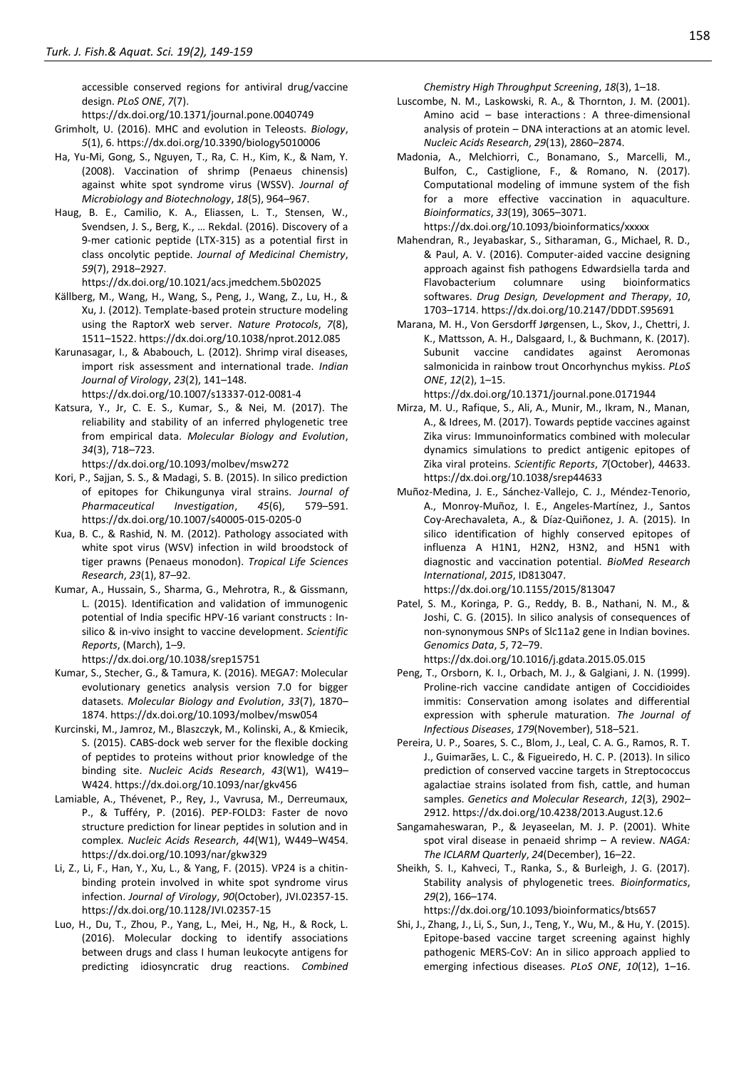accessible conserved regions for antiviral drug/vaccine design. *PLoS ONE*, *7*(7). https://dx.doi.org/10.1371/journal.pone.0040749

Grimholt, U. (2016). MHC and evolution in Teleosts. *Biology*, *5*(1), 6. https://dx.doi.org/10.3390/biology5010006

Ha, Yu-Mi, Gong, S., Nguyen, T., Ra, C. H., Kim, K., & Nam, Y. (2008). Vaccination of shrimp (Penaeus chinensis) against white spot syndrome virus (WSSV). *Journal of Microbiology and Biotechnology*, *18*(5), 964–967.

Haug, B. E., Camilio, K. A., Eliassen, L. T., Stensen, W., Svendsen, J. S., Berg, K., … Rekdal. (2016). Discovery of a 9-mer cationic peptide (LTX-315) as a potential first in class oncolytic peptide. *Journal of Medicinal Chemistry*, *59*(7), 2918–2927. https://dx.doi.org/10.1021/acs.jmedchem.5b02025

Källberg, M., Wang, H., Wang, S., Peng, J., Wang, Z., Lu, H., & Xu, J. (2012). Template-based protein structure modeling using the RaptorX web server. *Nature Protocols*, *7*(8), 1511–1522. https://dx.doi.org/10.1038/nprot.2012.085

Karunasagar, I., & Ababouch, L. (2012). Shrimp viral diseases, import risk assessment and international trade. *Indian Journal of Virology*, *23*(2), 141–148. https://dx.doi.org/10.1007/s13337-012-0081-4

Katsura, Y., Jr, C. E. S., Kumar, S., & Nei, M. (2017). The reliability and stability of an inferred phylogenetic tree from empirical data. *Molecular Biology and Evolution*, *34*(3), 718–723. https://dx.doi.org/10.1093/molbev/msw272

Kori, P., Sajjan, S. S., & Madagi, S. B. (2015). In silico prediction of epitopes for Chikungunya viral strains. *Journal of Pharmaceutical Investigation*, *45*(6), 579–591. https://dx.doi.org/10.1007/s40005-015-0205-0

Kua, B. C., & Rashid, N. M. (2012). Pathology associated with white spot virus (WSV) infection in wild broodstock of tiger prawns (Penaeus monodon). *Tropical Life Sciences Research*, *23*(1), 87–92.

Kumar, A., Hussain, S., Sharma, G., Mehrotra, R., & Gissmann, L. (2015). Identification and validation of immunogenic potential of India specific HPV-16 variant constructs : In-silico & in-vivo insight to vaccine development. *Scientific Reports*, (March), 1–9. https://dx.doi.org/10.1038/srep15751

Kumar, S., Stecher, G., & Tamura, K. (2016). MEGA7: Molecular evolutionary genetics analysis version 7.0 for bigger datasets. *Molecular Biology and Evolution*, *33*(7), 1870–1874. https://dx.doi.org/10.1093/molbev/msw054

Kurcinski, M., Jamroz, M., Blaszczyk, M., Kolinski, A., & Kmiecik, S. (2015). CABS-dock web server for the flexible docking of peptides to proteins without prior knowledge of the binding site. *Nucleic Acids Research*, *43*(W1), W419–W424. https://dx.doi.org/10.1093/nar/gkv456

Lamiable, A., Thévenet, P., Rey, J., Vavrusa, M., Derreumaux, P., & Tufféry, P. (2016). PEP-FOLD3: Faster de novo structure prediction for linear peptides in solution and in complex. *Nucleic Acids Research*, *44*(W1), W449–W454. https://dx.doi.org/10.1093/nar/gkw329

Li, Z., Li, F., Han, Y., Xu, L., & Yang, F. (2015). VP24 is a chitin-binding protein involved in white spot syndrome virus infection. *Journal of Virology*, *90*(October), JVI.02357-15. https://dx.doi.org/10.1128/JVI.02357-15

Luo, H., Du, T., Zhou, P., Yang, L., Mei, H., Ng, H., & Rock, L. (2016). Molecular docking to identify associations between drugs and class I human leukocyte antigens for predicting idiosyncratic drug reactions. *Combined Chemistry High Throughput Screening*, *18*(3), 1–18.

Luscombe, N. M., Laskowski, R. A., & Thornton, J. M. (2001). Amino acid – base interactions : A three-dimensional analysis of protein – DNA interactions at an atomic level. *Nucleic Acids Research*, *29*(13), 2860–2874.

Madonia, A., Melchiorri, C., Bonamano, S., Marcelli, M., Bulfon, C., Castiglione, F., & Romano, N. (2017). Computational modeling of immune system of the fish for a more effective vaccination in aquaculture. *Bioinformatics*, *33*(19), 3065–3071. https://dx.doi.org/10.1093/bioinformatics/xxxxx

Mahendran, R., Jeyabaskar, S., Sitharaman, G., Michael, R. D., & Paul, A. V. (2016). Computer-aided vaccine designing approach against fish pathogens Edwardsiella tarda and Flavobacterium columnare using bioinformatics softwares. *Drug Design, Development and Therapy*, *10*, 1703–1714. https://dx.doi.org/10.2147/DDDT.S95691

Marana, M. H., Von Gersdorff Jørgensen, L., Skov, J., Chettri, J. K., Mattsson, A. H., Dalsgaard, I., & Buchmann, K. (2017). Subunit vaccine candidates against Aeromonas salmonicida in rainbow trout Oncorhynchus mykiss. *PLoS ONE*, *12*(2), 1–15. https://dx.doi.org/10.1371/journal.pone.0171944

Mirza, M. U., Rafique, S., Ali, A., Munir, M., Ikram, N., Manan, A., & Idrees, M. (2017). Towards peptide vaccines against Zika virus: Immunoinformatics combined with molecular dynamics simulations to predict antigenic epitopes of Zika viral proteins. *Scientific Reports*, *7*(October), 44633. https://dx.doi.org/10.1038/srep44633

Muñoz-Medina, J. E., Sánchez-Vallejo, C. J., Méndez-Tenorio, A., Monroy-Muñoz, I. E., Angeles-Martínez, J., Santos Coy-Arechavaleta, A., & Díaz-Quiñonez, J. A. (2015). In silico identification of highly conserved epitopes of influenza A H1N1, H2N2, H3N2, and H5N1 with diagnostic and vaccination potential. *BioMed Research International*, *2015*, ID813047. https://dx.doi.org/10.1155/2015/813047

Patel, S. M., Koringa, P. G., Reddy, B. B., Nathani, N. M., & Joshi, C. G. (2015). In silico analysis of consequences of non-synonymous SNPs of Slc11a2 gene in Indian bovines. *Genomics Data*, *5*, 72–79. https://dx.doi.org/10.1016/j.gdata.2015.05.015

Peng, T., Orsborn, K. I., Orbach, M. J., & Galgiani, J. N. (1999). Proline-rich vaccine candidate antigen of Coccidioides immitis: Conservation among isolates and differential expression with spherule maturation. *The Journal of Infectious Diseases*, *179*(November), 518–521.

Pereira, U. P., Soares, S. C., Blom, J., Leal, C. A. G., Ramos, R. T. J., Guimarães, L. C., & Figueiredo, H. C. P. (2013). In silico prediction of conserved vaccine targets in Streptococcus agalactiae strains isolated from fish, cattle, and human samples. *Genetics and Molecular Research*, *12*(3), 2902–2912. https://dx.doi.org/10.4238/2013.August.12.6

Sangamaheswaran, P., & Jeyaseelan, M. J. P. (2001). White spot viral disease in penaeid shrimp – A review. *NAGA: The ICLARM Quarterly*, *24*(December), 16–22.

Sheikh, S. I., Kahveci, T., Ranka, S., & Burleigh, J. G. (2017). Stability analysis of phylogenetic trees. *Bioinformatics*, *29*(2), 166–174. https://dx.doi.org/10.1093/bioinformatics/bts657

Shi, J., Zhang, J., Li, S., Sun, J., Teng, Y., Wu, M., & Hu, Y. (2015). Epitope-based vaccine target screening against highly pathogenic MERS-CoV: An in silico approach applied to emerging infectious diseases. *PLoS ONE*, *10*(12), 1–16.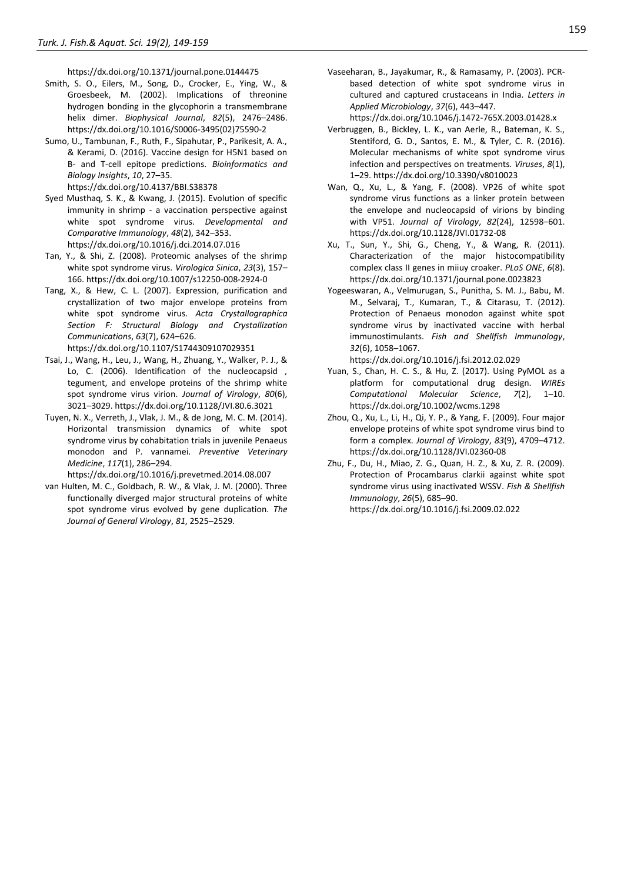https://dx.doi.org/10.1371/journal.pone.0144475

Smith, S. O., Eilers, M., Song, D., Crocker, E., Ying, W., & Groesbeek, M. (2002). Implications of threonine hydrogen bonding in the glycophorin a transmembrane helix dimer. *Biophysical Journal*, *82*(5), 2476–2486. https://dx.doi.org/10.1016/S0006-3495(02)75590-2

Sumo, U., Tambunan, F., Ruth, F., Sipahutar, P., Parikesit, A. A., & Kerami, D. (2016). Vaccine design for H5N1 based on B- and T-cell epitope predictions. *Bioinformatics and Biology Insights*, *10*, 27–35. https://dx.doi.org/10.4137/BBI.S38378

Syed Musthaq, S. K., & Kwang, J. (2015). Evolution of specific immunity in shrimp - a vaccination perspective against white spot syndrome virus. *Developmental and Comparative Immunology*, *48*(2), 342–353. https://dx.doi.org/10.1016/j.dci.2014.07.016

Tan, Y., & Shi, Z. (2008). Proteomic analyses of the shrimp white spot syndrome virus. *Virologica Sinica*, *23*(3), 157–166. https://dx.doi.org/10.1007/s12250-008-2924-0

Tang, X., & Hew, C. L. (2007). Expression, purification and crystallization of two major envelope proteins from white spot syndrome virus. *Acta Crystallographica Section F: Structural Biology and Crystallization Communications*, *63*(7), 624–626. https://dx.doi.org/10.1107/S1744309107029351

Tsai, J., Wang, H., Leu, J., Wang, H., Zhuang, Y., Walker, P. J., & Lo, C. (2006). Identification of the nucleocapsid , tegument, and envelope proteins of the shrimp white spot syndrome virus virion. *Journal of Virology*, *80*(6), 3021–3029. https://dx.doi.org/10.1128/JVI.80.6.3021

Tuyen, N. X., Verreth, J., Vlak, J. M., & de Jong, M. C. M. (2014). Horizontal transmission dynamics of white spot syndrome virus by cohabitation trials in juvenile Penaeus monodon and P. vannamei. *Preventive Veterinary Medicine*, *117*(1), 286–294. https://dx.doi.org/10.1016/j.prevetmed.2014.08.007

van Hulten, M. C., Goldbach, R. W., & Vlak, J. M. (2000). Three functionally diverged major structural proteins of white spot syndrome virus evolved by gene duplication. *The Journal of General Virology*, *81*, 2525–2529.

Vaseeharan, B., Jayakumar, R., & Ramasamy, P. (2003). PCR-based detection of white spot syndrome virus in cultured and captured crustaceans in India. *Letters in Applied Microbiology*, *37*(6), 443–447. https://dx.doi.org/10.1046/j.1472-765X.2003.01428.x

Verbruggen, B., Bickley, L. K., van Aerle, R., Bateman, K. S., Stentiford, G. D., Santos, E. M., & Tyler, C. R. (2016). Molecular mechanisms of white spot syndrome virus infection and perspectives on treatments. *Viruses*, *8*(1), 1–29. https://dx.doi.org/10.3390/v8010023

Wan, Q., Xu, L., & Yang, F. (2008). VP26 of white spot syndrome virus functions as a linker protein between the envelope and nucleocapsid of virions by binding with VP51. *Journal of Virology*, *82*(24), 12598–601. https://dx.doi.org/10.1128/JVI.01732-08

Xu, T., Sun, Y., Shi, G., Cheng, Y., & Wang, R. (2011). Characterization of the major histocompatibility complex class II genes in miiuy croaker. *PLoS ONE*, *6*(8). https://dx.doi.org/10.1371/journal.pone.0023823

Yogeeswaran, A., Velmurugan, S., Punitha, S. M. J., Babu, M. M., Selvaraj, T., Kumaran, T., & Citarasu, T. (2012). Protection of Penaeus monodon against white spot syndrome virus by inactivated vaccine with herbal immunostimulants. *Fish and Shellfish Immunology*, *32*(6), 1058–1067. https://dx.doi.org/10.1016/j.fsi.2012.02.029

Yuan, S., Chan, H. C. S., & Hu, Z. (2017). Using PyMOL as a platform for computational drug design. *WIREs Computational Molecular Science*, *7*(2), 1–10. https://dx.doi.org/10.1002/wcms.1298

Zhou, Q., Xu, L., Li, H., Qi, Y. P., & Yang, F. (2009). Four major envelope proteins of white spot syndrome virus bind to form a complex. *Journal of Virology*, *83*(9), 4709–4712. https://dx.doi.org/10.1128/JVI.02360-08

Zhu, F., Du, H., Miao, Z. G., Quan, H. Z., & Xu, Z. R. (2009). Protection of Procambarus clarkii against white spot syndrome virus using inactivated WSSV. *Fish & Shellfish Immunology*, *26*(5), 685–90. https://dx.doi.org/10.1016/j.fsi.2009.02.022